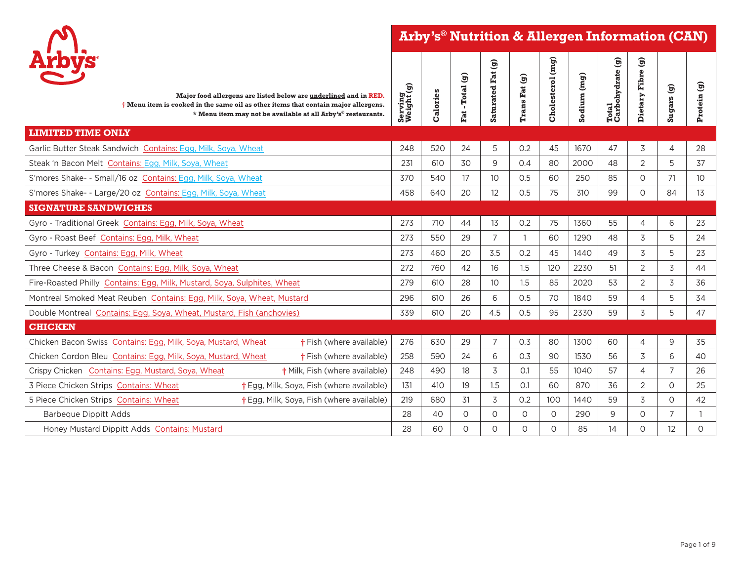# Arby's® Nutrition & Allergen Information (CAN)

**Major food allergens are listed below are underlined and in RED.**
**† Menu item is cooked in the same oil as other items that contain major allergens.**
**\* Menu item may not be available at all Arby's® restaurants.**

| | Serving Weight (g) | Calories | Fat - Total (g) | Saturated Fat (g) | Trans Fat (g) | Cholesterol (mg) | Sodium (mg) | Total Carbohydrate (g) | Dietary Fibre (g) | Sugars (g) | Protein (g) |
|---|---|---|---|---|---|---|---|---|---|---|---|
| **LIMITED TIME ONLY** | | | | | | | | | | | |
| Garlic Butter Steak Sandwich Contains: Egg, Milk, Soya, Wheat | 248 | 520 | 24 | 5 | 0.2 | 45 | 1670 | 47 | 3 | 4 | 28 |
| Steak 'n Bacon Melt Contains: Egg, Milk, Soya, Wheat | 231 | 610 | 30 | 9 | 0.4 | 80 | 2000 | 48 | 2 | 5 | 37 |
| S'mores Shake- - Small/16 oz Contains: Egg, Milk, Soya, Wheat | 370 | 540 | 17 | 10 | 0.5 | 60 | 250 | 85 | 0 | 71 | 10 |
| S'mores Shake- - Large/20 oz Contains: Egg, Milk, Soya, Wheat | 458 | 640 | 20 | 12 | 0.5 | 75 | 310 | 99 | 0 | 84 | 13 |
| **SIGNATURE SANDWICHES** | | | | | | | | | | | |
| Gyro - Traditional Greek Contains: Egg, Milk, Soya, Wheat | 273 | 710 | 44 | 13 | 0.2 | 75 | 1360 | 55 | 4 | 6 | 23 |
| Gyro - Roast Beef Contains: Egg, Milk, Wheat | 273 | 550 | 29 | 7 | 1 | 60 | 1290 | 48 | 3 | 5 | 24 |
| Gyro - Turkey Contains: Egg, Milk, Wheat | 273 | 460 | 20 | 3.5 | 0.2 | 45 | 1440 | 49 | 3 | 5 | 23 |
| Three Cheese & Bacon Contains: Egg, Milk, Soya, Wheat | 272 | 760 | 42 | 16 | 1.5 | 120 | 2230 | 51 | 2 | 3 | 44 |
| Fire-Roasted Philly Contains: Egg, Milk, Mustard, Soya, Sulphites, Wheat | 279 | 610 | 28 | 10 | 1.5 | 85 | 2020 | 53 | 2 | 3 | 36 |
| Montreal Smoked Meat Reuben Contains: Egg, Milk, Soya, Wheat, Mustard | 296 | 610 | 26 | 6 | 0.5 | 70 | 1840 | 59 | 4 | 5 | 34 |
| Double Montreal Contains: Egg, Soya, Wheat, Mustard, Fish (anchovies) | 339 | 610 | 20 | 4.5 | 0.5 | 95 | 2330 | 59 | 3 | 5 | 47 |
| **CHICKEN** | | | | | | | | | | | |
| Chicken Bacon Swiss Contains: Egg, Milk, Soya, Mustard, Wheat † Fish (where available) | 276 | 630 | 29 | 7 | 0.3 | 80 | 1300 | 60 | 4 | 9 | 35 |
| Chicken Cordon Bleu Contains: Egg, Milk, Soya, Mustard, Wheat † Fish (where available) | 258 | 590 | 24 | 6 | 0.3 | 90 | 1530 | 56 | 3 | 6 | 40 |
| Crispy Chicken Contains: Egg, Mustard, Soya, Wheat † Milk, Fish (where available) | 248 | 490 | 18 | 3 | 0.1 | 55 | 1040 | 57 | 4 | 7 | 26 |
| 3 Piece Chicken Strips Contains: Wheat † Egg, Milk, Soya, Fish (where available) | 131 | 410 | 19 | 1.5 | 0.1 | 60 | 870 | 36 | 2 | 0 | 25 |
| 5 Piece Chicken Strips Contains: Wheat † Egg, Milk, Soya, Fish (where available) | 219 | 680 | 31 | 3 | 0.2 | 100 | 1440 | 59 | 3 | 0 | 42 |
| Barbeque Dippitt Adds | 28 | 40 | 0 | 0 | 0 | 0 | 290 | 9 | 0 | 7 | 1 |
| Honey Mustard Dippitt Adds Contains: Mustard | 28 | 60 | 0 | 0 | 0 | 0 | 85 | 14 | 0 | 12 | 0 |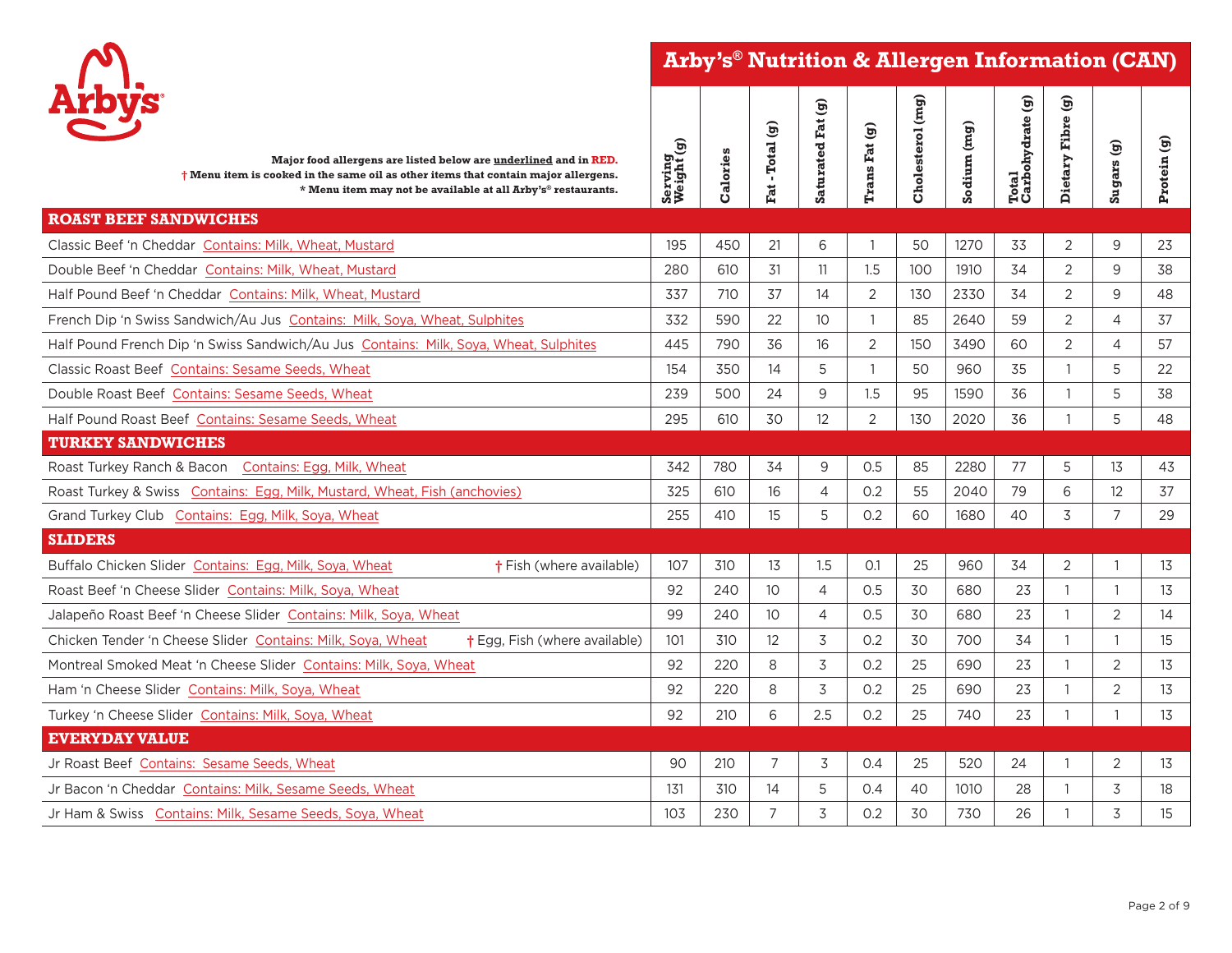# Arby's® Nutrition & Allergen Information (CAN)

**Major food allergens are listed below are underlined and in RED.**
**† Menu item is cooked in the same oil as other items that contain major allergens.**
**\* Menu item may not be available at all Arby's® restaurants.**

| | Serving Weight (g) | Calories | Fat - Total (g) | Saturated Fat (g) | Trans Fat (g) | Cholesterol (mg) | Sodium (mg) | Total Carbohydrate (g) | Dietary Fibre (g) | Sugars (g) | Protein (g) |
|---|---|---|---|---|---|---|---|---|---|---|---|
| **ROAST BEEF SANDWICHES** | | | | | | | | | | | |
| Classic Beef 'n Cheddar Contains: Milk, Wheat, Mustard | 195 | 450 | 21 | 6 | 1 | 50 | 1270 | 33 | 2 | 9 | 23 |
| Double Beef 'n Cheddar Contains: Milk, Wheat, Mustard | 280 | 610 | 31 | 11 | 1.5 | 100 | 1910 | 34 | 2 | 9 | 38 |
| Half Pound Beef 'n Cheddar Contains: Milk, Wheat, Mustard | 337 | 710 | 37 | 14 | 2 | 130 | 2330 | 34 | 2 | 9 | 48 |
| French Dip 'n Swiss Sandwich/Au Jus Contains: Milk, Soya, Wheat, Sulphites | 332 | 590 | 22 | 10 | 1 | 85 | 2640 | 59 | 2 | 4 | 37 |
| Half Pound French Dip 'n Swiss Sandwich/Au Jus Contains: Milk, Soya, Wheat, Sulphites | 445 | 790 | 36 | 16 | 2 | 150 | 3490 | 60 | 2 | 4 | 57 |
| Classic Roast Beef Contains: Sesame Seeds, Wheat | 154 | 350 | 14 | 5 | 1 | 50 | 960 | 35 | 1 | 5 | 22 |
| Double Roast Beef Contains: Sesame Seeds, Wheat | 239 | 500 | 24 | 9 | 1.5 | 95 | 1590 | 36 | 1 | 5 | 38 |
| Half Pound Roast Beef Contains: Sesame Seeds, Wheat | 295 | 610 | 30 | 12 | 2 | 130 | 2020 | 36 | 1 | 5 | 48 |
| **TURKEY SANDWICHES** | | | | | | | | | | | |
| Roast Turkey Ranch & Bacon Contains: Egg, Milk, Wheat | 342 | 780 | 34 | 9 | 0.5 | 85 | 2280 | 77 | 5 | 13 | 43 |
| Roast Turkey & Swiss Contains: Egg, Milk, Mustard, Wheat, Fish (anchovies) | 325 | 610 | 16 | 4 | 0.2 | 55 | 2040 | 79 | 6 | 12 | 37 |
| Grand Turkey Club Contains: Egg, Milk, Soya, Wheat | 255 | 410 | 15 | 5 | 0.2 | 60 | 1680 | 40 | 3 | 7 | 29 |
| **SLIDERS** | | | | | | | | | | | |
| Buffalo Chicken Slider Contains: Egg, Milk, Soya, Wheat † Fish (where available) | 107 | 310 | 13 | 1.5 | 0.1 | 25 | 960 | 34 | 2 | 1 | 13 |
| Roast Beef 'n Cheese Slider Contains: Milk, Soya, Wheat | 92 | 240 | 10 | 4 | 0.5 | 30 | 680 | 23 | 1 | 1 | 13 |
| Jalapeño Roast Beef 'n Cheese Slider Contains: Milk, Soya, Wheat | 99 | 240 | 10 | 4 | 0.5 | 30 | 680 | 23 | 1 | 2 | 14 |
| Chicken Tender 'n Cheese Slider Contains: Milk, Soya, Wheat † Egg, Fish (where available) | 101 | 310 | 12 | 3 | 0.2 | 30 | 700 | 34 | 1 | 1 | 15 |
| Montreal Smoked Meat 'n Cheese Slider Contains: Milk, Soya, Wheat | 92 | 220 | 8 | 3 | 0.2 | 25 | 690 | 23 | 1 | 2 | 13 |
| Ham 'n Cheese Slider Contains: Milk, Soya, Wheat | 92 | 220 | 8 | 3 | 0.2 | 25 | 690 | 23 | 1 | 2 | 13 |
| Turkey 'n Cheese Slider Contains: Milk, Soya, Wheat | 92 | 210 | 6 | 2.5 | 0.2 | 25 | 740 | 23 | 1 | 1 | 13 |
| **EVERYDAY VALUE** | | | | | | | | | | | |
| Jr Roast Beef Contains: Sesame Seeds, Wheat | 90 | 210 | 7 | 3 | 0.4 | 25 | 520 | 24 | 1 | 2 | 13 |
| Jr Bacon 'n Cheddar Contains: Milk, Sesame Seeds, Wheat | 131 | 310 | 14 | 5 | 0.4 | 40 | 1010 | 28 | 1 | 3 | 18 |
| Jr Ham & Swiss Contains: Milk, Sesame Seeds, Soya, Wheat | 103 | 230 | 7 | 3 | 0.2 | 30 | 730 | 26 | 1 | 3 | 15 |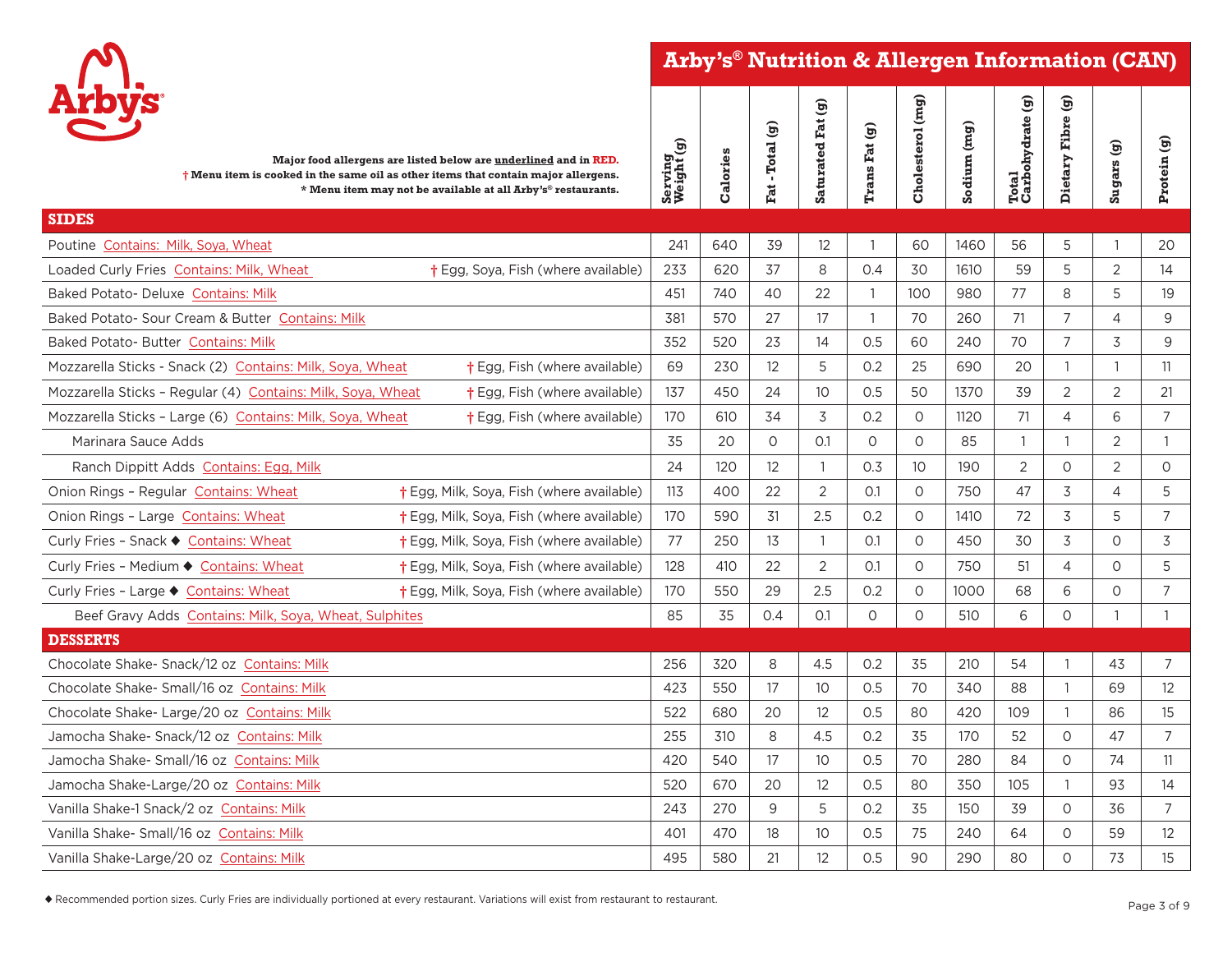# Arby's® Nutrition & Allergen Information (CAN)

Major food allergens are listed below are underlined and in RED.
† Menu item is cooked in the same oil as other items that contain major allergens.
* Menu item may not be available at all Arby's® restaurants.

| | Serving Weight (g) | Calories | Fat - Total (g) | Saturated Fat (g) | Trans Fat (g) | Cholesterol (mg) | Sodium (mg) | Total Carbohydrate (g) | Dietary Fibre (g) | Sugars (g) | Protein (g) |
|---|---|---|---|---|---|---|---|---|---|---|---|
| **SIDES** | | | | | | | | | | | |
| Poutine Contains: Milk, Soya, Wheat | 241 | 640 | 39 | 12 | 1 | 60 | 1460 | 56 | 5 | 1 | 20 |
| Loaded Curly Fries Contains: Milk, Wheat † Egg, Soya, Fish (where available) | 233 | 620 | 37 | 8 | 0.4 | 30 | 1610 | 59 | 5 | 2 | 14 |
| Baked Potato- Deluxe Contains: Milk | 451 | 740 | 40 | 22 | 1 | 100 | 980 | 77 | 8 | 5 | 19 |
| Baked Potato- Sour Cream & Butter Contains: Milk | 381 | 570 | 27 | 17 | 1 | 70 | 260 | 71 | 7 | 4 | 9 |
| Baked Potato- Butter Contains: Milk | 352 | 520 | 23 | 14 | 0.5 | 60 | 240 | 70 | 7 | 3 | 9 |
| Mozzarella Sticks - Snack (2) Contains: Milk, Soya, Wheat † Egg, Fish (where available) | 69 | 230 | 12 | 5 | 0.2 | 25 | 690 | 20 | 1 | 1 | 11 |
| Mozzarella Sticks – Regular (4) Contains: Milk, Soya, Wheat † Egg, Fish (where available) | 137 | 450 | 24 | 10 | 0.5 | 50 | 1370 | 39 | 2 | 2 | 21 |
| Mozzarella Sticks – Large (6) Contains: Milk, Soya, Wheat † Egg, Fish (where available) | 170 | 610 | 34 | 3 | 0.2 | 0 | 1120 | 71 | 4 | 6 | 7 |
| Marinara Sauce Adds | 35 | 20 | 0 | 0.1 | 0 | 0 | 85 | 1 | 1 | 2 | 1 |
| Ranch Dippitt Adds Contains: Egg, Milk | 24 | 120 | 12 | 1 | 0.3 | 10 | 190 | 2 | 0 | 2 | 0 |
| Onion Rings – Regular Contains: Wheat † Egg, Milk, Soya, Fish (where available) | 113 | 400 | 22 | 2 | 0.1 | 0 | 750 | 47 | 3 | 4 | 5 |
| Onion Rings – Large Contains: Wheat † Egg, Milk, Soya, Fish (where available) | 170 | 590 | 31 | 2.5 | 0.2 | 0 | 1410 | 72 | 3 | 5 | 7 |
| Curly Fries – Snack ◆ Contains: Wheat † Egg, Milk, Soya, Fish (where available) | 77 | 250 | 13 | 1 | 0.1 | 0 | 450 | 30 | 3 | 0 | 3 |
| Curly Fries – Medium ◆ Contains: Wheat † Egg, Milk, Soya, Fish (where available) | 128 | 410 | 22 | 2 | 0.1 | 0 | 750 | 51 | 4 | 0 | 5 |
| Curly Fries – Large ◆ Contains: Wheat † Egg, Milk, Soya, Fish (where available) | 170 | 550 | 29 | 2.5 | 0.2 | 0 | 1000 | 68 | 6 | 0 | 7 |
| Beef Gravy Adds Contains: Milk, Soya, Wheat, Sulphites | 85 | 35 | 0.4 | 0.1 | 0 | 0 | 510 | 6 | 0 | 1 | 1 |
| **DESSERTS** | | | | | | | | | | | |
| Chocolate Shake- Snack/12 oz Contains: Milk | 256 | 320 | 8 | 4.5 | 0.2 | 35 | 210 | 54 | 1 | 43 | 7 |
| Chocolate Shake- Small/16 oz Contains: Milk | 423 | 550 | 17 | 10 | 0.5 | 70 | 340 | 88 | 1 | 69 | 12 |
| Chocolate Shake- Large/20 oz Contains: Milk | 522 | 680 | 20 | 12 | 0.5 | 80 | 420 | 109 | 1 | 86 | 15 |
| Jamocha Shake- Snack/12 oz Contains: Milk | 255 | 310 | 8 | 4.5 | 0.2 | 35 | 170 | 52 | 0 | 47 | 7 |
| Jamocha Shake- Small/16 oz Contains: Milk | 420 | 540 | 17 | 10 | 0.5 | 70 | 280 | 84 | 0 | 74 | 11 |
| Jamocha Shake-Large/20 oz Contains: Milk | 520 | 670 | 20 | 12 | 0.5 | 80 | 350 | 105 | 1 | 93 | 14 |
| Vanilla Shake-1 Snack/2 oz Contains: Milk | 243 | 270 | 9 | 5 | 0.2 | 35 | 150 | 39 | 0 | 36 | 7 |
| Vanilla Shake- Small/16 oz Contains: Milk | 401 | 470 | 18 | 10 | 0.5 | 75 | 240 | 64 | 0 | 59 | 12 |
| Vanilla Shake-Large/20 oz Contains: Milk | 495 | 580 | 21 | 12 | 0.5 | 90 | 290 | 80 | 0 | 73 | 15 |

◆ Recommended portion sizes. Curly Fries are individually portioned at every restaurant. Variations will exist from restaurant to restaurant.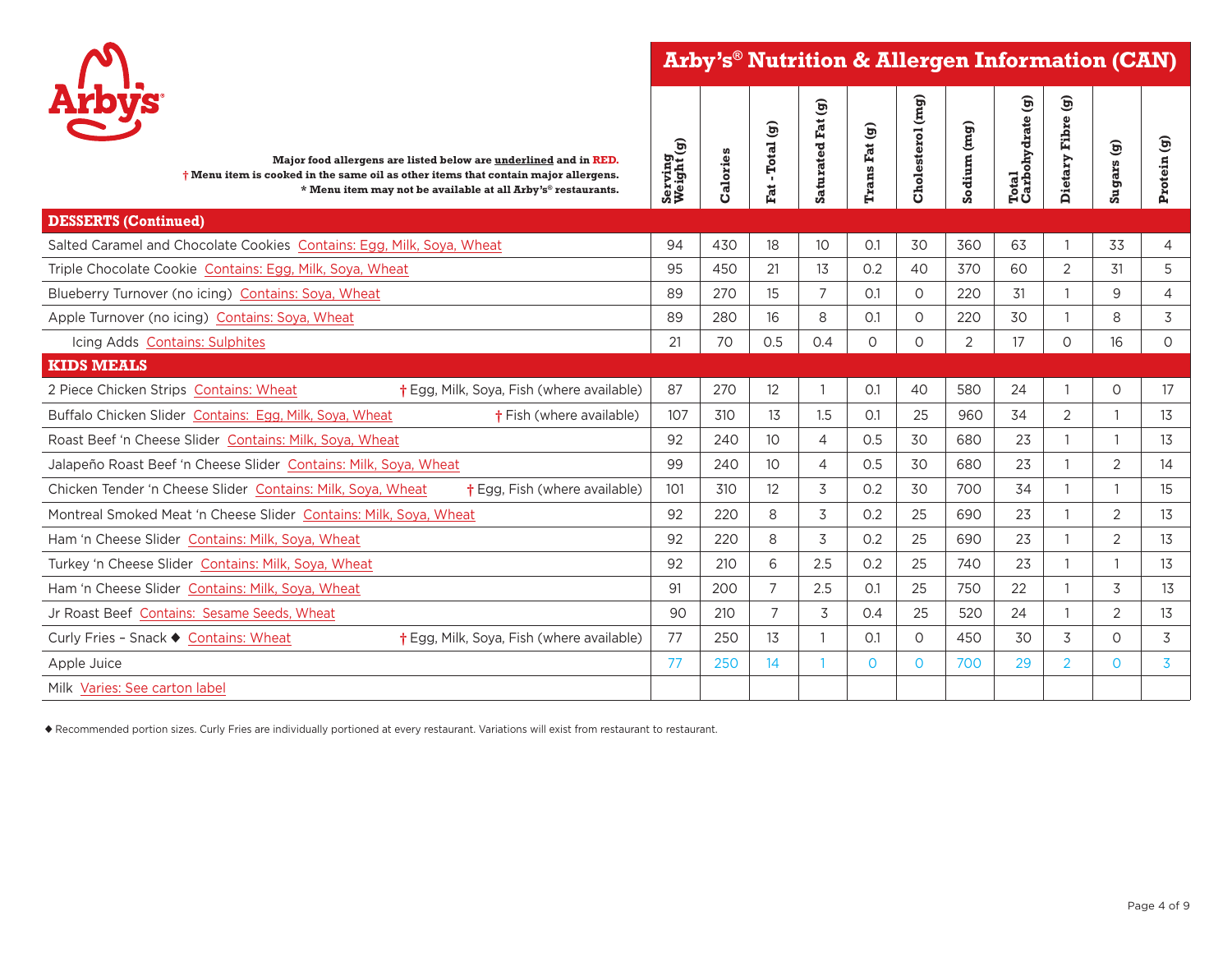# Arby's® Nutrition & Allergen Information (CAN)

**Major food allergens are listed below are underlined and in RED.**
**† Menu item is cooked in the same oil as other items that contain major allergens.**
**\* Menu item may not be available at all Arby's® restaurants.**

| | Serving Weight (g) | Calories | Fat - Total (g) | Saturated Fat (g) | Trans Fat (g) | Cholesterol (mg) | Sodium (mg) | Total Carbohydrate (g) | Dietary Fibre (g) | Sugars (g) | Protein (g) |
|---|---|---|---|---|---|---|---|---|---|---|---|
| **DESSERTS (Continued)** | | | | | | | | | | | |
| Salted Caramel and Chocolate Cookies Contains: Egg, Milk, Soya, Wheat | 94 | 430 | 18 | 10 | 0.1 | 30 | 360 | 63 | 1 | 33 | 4 |
| Triple Chocolate Cookie Contains: Egg, Milk, Soya, Wheat | 95 | 450 | 21 | 13 | 0.2 | 40 | 370 | 60 | 2 | 31 | 5 |
| Blueberry Turnover (no icing) Contains: Soya, Wheat | 89 | 270 | 15 | 7 | 0.1 | 0 | 220 | 31 | 1 | 9 | 4 |
| Apple Turnover (no icing) Contains: Soya, Wheat | 89 | 280 | 16 | 8 | 0.1 | 0 | 220 | 30 | 1 | 8 | 3 |
| Icing Adds Contains: Sulphites | 21 | 70 | 0.5 | 0.4 | 0 | 0 | 2 | 17 | 0 | 16 | 0 |
| **KIDS MEALS** | | | | | | | | | | | |
| 2 Piece Chicken Strips Contains: Wheat † Egg, Milk, Soya, Fish (where available) | 87 | 270 | 12 | 1 | 0.1 | 40 | 580 | 24 | 1 | 0 | 17 |
| Buffalo Chicken Slider Contains: Egg, Milk, Soya, Wheat † Fish (where available) | 107 | 310 | 13 | 1.5 | 0.1 | 25 | 960 | 34 | 2 | 1 | 13 |
| Roast Beef 'n Cheese Slider Contains: Milk, Soya, Wheat | 92 | 240 | 10 | 4 | 0.5 | 30 | 680 | 23 | 1 | 1 | 13 |
| Jalapeño Roast Beef 'n Cheese Slider Contains: Milk, Soya, Wheat | 99 | 240 | 10 | 4 | 0.5 | 30 | 680 | 23 | 1 | 2 | 14 |
| Chicken Tender 'n Cheese Slider Contains: Milk, Soya, Wheat † Egg, Fish (where available) | 101 | 310 | 12 | 3 | 0.2 | 30 | 700 | 34 | 1 | 1 | 15 |
| Montreal Smoked Meat 'n Cheese Slider Contains: Milk, Soya, Wheat | 92 | 220 | 8 | 3 | 0.2 | 25 | 690 | 23 | 1 | 2 | 13 |
| Ham 'n Cheese Slider Contains: Milk, Soya, Wheat | 92 | 220 | 8 | 3 | 0.2 | 25 | 690 | 23 | 1 | 2 | 13 |
| Turkey 'n Cheese Slider Contains: Milk, Soya, Wheat | 92 | 210 | 6 | 2.5 | 0.2 | 25 | 740 | 23 | 1 | 1 | 13 |
| Ham 'n Cheese Slider Contains: Milk, Soya, Wheat | 91 | 200 | 7 | 2.5 | 0.1 | 25 | 750 | 22 | 1 | 3 | 13 |
| Jr Roast Beef Contains: Sesame Seeds, Wheat | 90 | 210 | 7 | 3 | 0.4 | 25 | 520 | 24 | 1 | 2 | 13 |
| Curly Fries – Snack ◆ Contains: Wheat † Egg, Milk, Soya, Fish (where available) | 77 | 250 | 13 | 1 | 0.1 | 0 | 450 | 30 | 3 | 0 | 3 |
| Apple Juice | 77 | 250 | 14 | 1 | 0 | 0 | 700 | 29 | 2 | 0 | 3 |
| Milk Varies: See carton label | | | | | | | | | | | |

◆ Recommended portion sizes. Curly Fries are individually portioned at every restaurant. Variations will exist from restaurant to restaurant.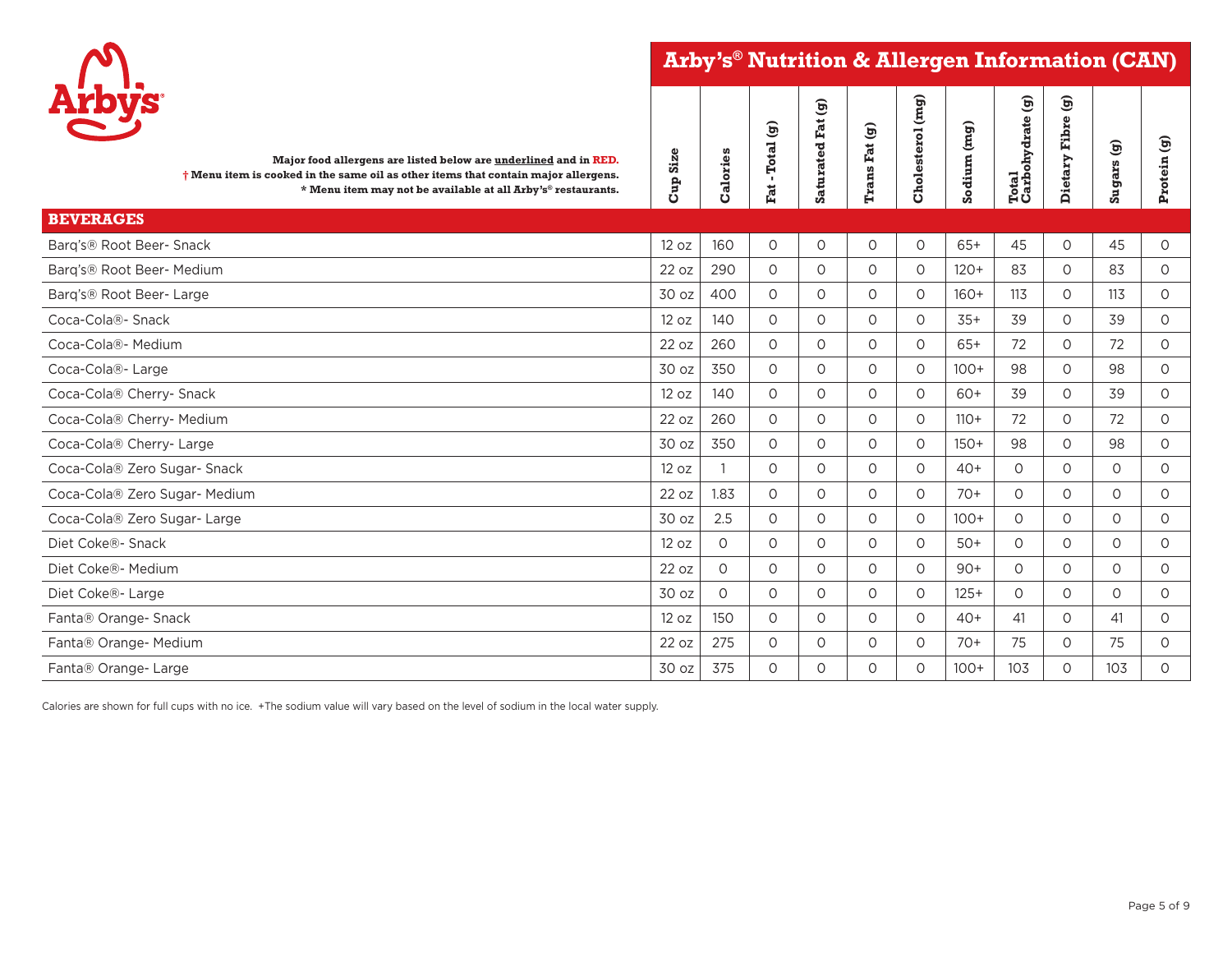# Arby's® Nutrition & Allergen Information (CAN)

**Major food allergens are listed below are underlined and in RED.**
**† Menu item is cooked in the same oil as other items that contain major allergens.**
**\* Menu item may not be available at all Arby's® restaurants.**

| BEVERAGES | Cup Size | Calories | Fat - Total (g) | Saturated Fat (g) | Trans Fat (g) | Cholesterol (mg) | Sodium (mg) | Total Carbohydrate (g) | Dietary Fibre (g) | Sugars (g) | Protein (g) |
|---|---|---|---|---|---|---|---|---|---|---|---|
| Barq's® Root Beer- Snack | 12 oz | 160 | 0 | 0 | 0 | 0 | 65+ | 45 | 0 | 45 | 0 |
| Barq's® Root Beer- Medium | 22 oz | 290 | 0 | 0 | 0 | 0 | 120+ | 83 | 0 | 83 | 0 |
| Barq's® Root Beer- Large | 30 oz | 400 | 0 | 0 | 0 | 0 | 160+ | 113 | 0 | 113 | 0 |
| Coca-Cola®- Snack | 12 oz | 140 | 0 | 0 | 0 | 0 | 35+ | 39 | 0 | 39 | 0 |
| Coca-Cola®- Medium | 22 oz | 260 | 0 | 0 | 0 | 0 | 65+ | 72 | 0 | 72 | 0 |
| Coca-Cola®- Large | 30 oz | 350 | 0 | 0 | 0 | 0 | 100+ | 98 | 0 | 98 | 0 |
| Coca-Cola® Cherry- Snack | 12 oz | 140 | 0 | 0 | 0 | 0 | 60+ | 39 | 0 | 39 | 0 |
| Coca-Cola® Cherry- Medium | 22 oz | 260 | 0 | 0 | 0 | 0 | 110+ | 72 | 0 | 72 | 0 |
| Coca-Cola® Cherry- Large | 30 oz | 350 | 0 | 0 | 0 | 0 | 150+ | 98 | 0 | 98 | 0 |
| Coca-Cola® Zero Sugar- Snack | 12 oz | 1 | 0 | 0 | 0 | 0 | 40+ | 0 | 0 | 0 | 0 |
| Coca-Cola® Zero Sugar- Medium | 22 oz | 1.83 | 0 | 0 | 0 | 0 | 70+ | 0 | 0 | 0 | 0 |
| Coca-Cola® Zero Sugar- Large | 30 oz | 2.5 | 0 | 0 | 0 | 0 | 100+ | 0 | 0 | 0 | 0 |
| Diet Coke®- Snack | 12 oz | 0 | 0 | 0 | 0 | 0 | 50+ | 0 | 0 | 0 | 0 |
| Diet Coke®- Medium | 22 oz | 0 | 0 | 0 | 0 | 0 | 90+ | 0 | 0 | 0 | 0 |
| Diet Coke®- Large | 30 oz | 0 | 0 | 0 | 0 | 0 | 125+ | 0 | 0 | 0 | 0 |
| Fanta® Orange- Snack | 12 oz | 150 | 0 | 0 | 0 | 0 | 40+ | 41 | 0 | 41 | 0 |
| Fanta® Orange- Medium | 22 oz | 275 | 0 | 0 | 0 | 0 | 70+ | 75 | 0 | 75 | 0 |
| Fanta® Orange- Large | 30 oz | 375 | 0 | 0 | 0 | 0 | 100+ | 103 | 0 | 103 | 0 |

Calories are shown for full cups with no ice. +The sodium value will vary based on the level of sodium in the local water supply.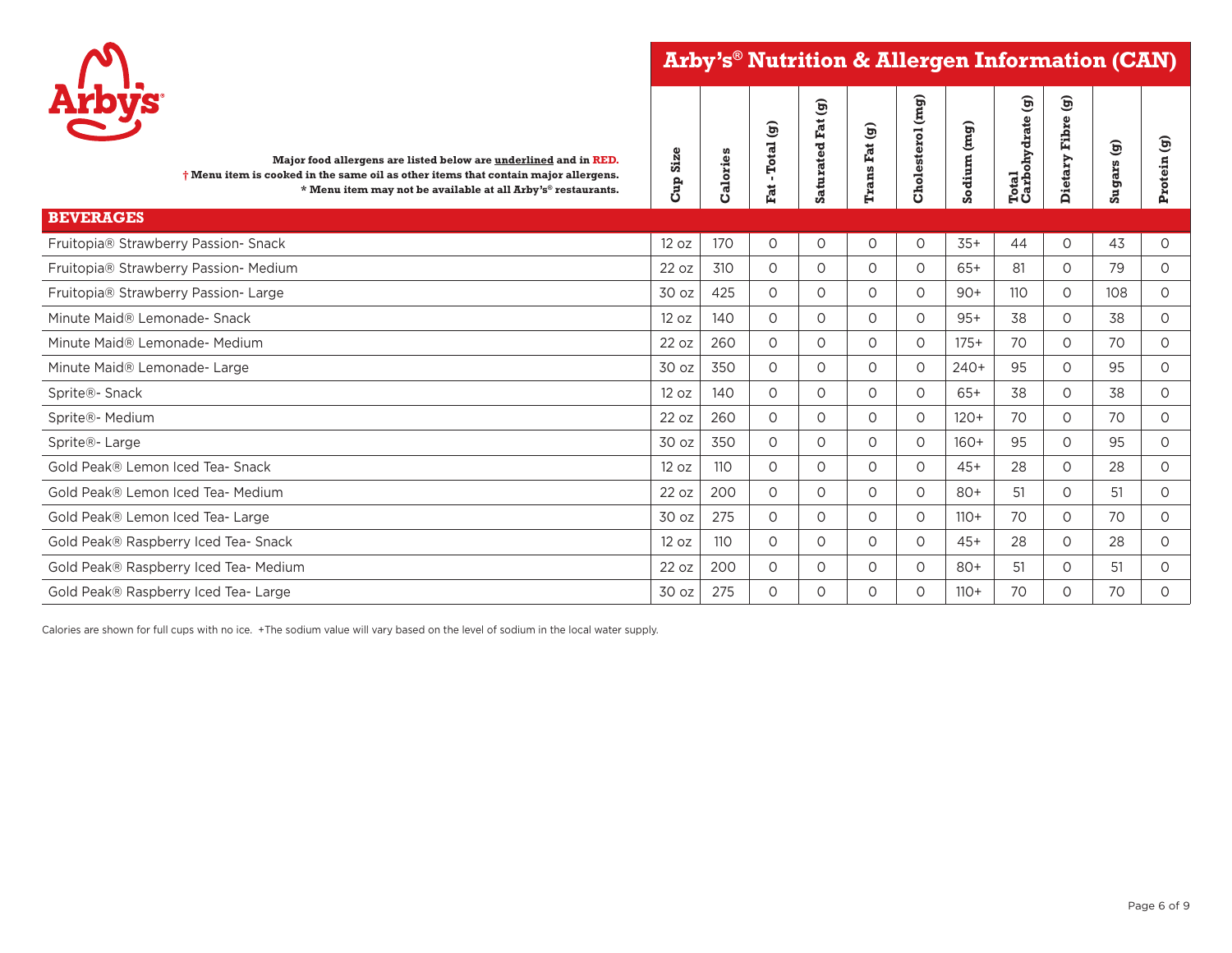# Arby's® Nutrition & Allergen Information (CAN)

**Major food allergens are listed below are underlined and in RED.**
**† Menu item is cooked in the same oil as other items that contain major allergens.**
**\* Menu item may not be available at all Arby's® restaurants.**

| BEVERAGES | Cup Size | Calories | Fat - Total (g) | Saturated Fat (g) | Trans Fat (g) | Cholesterol (mg) | Sodium (mg) | Total Carbohydrate (g) | Dietary Fibre (g) | Sugars (g) | Protein (g) |
|---|---|---|---|---|---|---|---|---|---|---|---|
| Fruitopia® Strawberry Passion- Snack | 12 oz | 170 | 0 | 0 | 0 | 0 | 35+ | 44 | 0 | 43 | 0 |
| Fruitopia® Strawberry Passion- Medium | 22 oz | 310 | 0 | 0 | 0 | 0 | 65+ | 81 | 0 | 79 | 0 |
| Fruitopia® Strawberry Passion- Large | 30 oz | 425 | 0 | 0 | 0 | 0 | 90+ | 110 | 0 | 108 | 0 |
| Minute Maid® Lemonade- Snack | 12 oz | 140 | 0 | 0 | 0 | 0 | 95+ | 38 | 0 | 38 | 0 |
| Minute Maid® Lemonade- Medium | 22 oz | 260 | 0 | 0 | 0 | 0 | 175+ | 70 | 0 | 70 | 0 |
| Minute Maid® Lemonade- Large | 30 oz | 350 | 0 | 0 | 0 | 0 | 240+ | 95 | 0 | 95 | 0 |
| Sprite®- Snack | 12 oz | 140 | 0 | 0 | 0 | 0 | 65+ | 38 | 0 | 38 | 0 |
| Sprite®- Medium | 22 oz | 260 | 0 | 0 | 0 | 0 | 120+ | 70 | 0 | 70 | 0 |
| Sprite®- Large | 30 oz | 350 | 0 | 0 | 0 | 0 | 160+ | 95 | 0 | 95 | 0 |
| Gold Peak® Lemon Iced Tea- Snack | 12 oz | 110 | 0 | 0 | 0 | 0 | 45+ | 28 | 0 | 28 | 0 |
| Gold Peak® Lemon Iced Tea- Medium | 22 oz | 200 | 0 | 0 | 0 | 0 | 80+ | 51 | 0 | 51 | 0 |
| Gold Peak® Lemon Iced Tea- Large | 30 oz | 275 | 0 | 0 | 0 | 0 | 110+ | 70 | 0 | 70 | 0 |
| Gold Peak® Raspberry Iced Tea- Snack | 12 oz | 110 | 0 | 0 | 0 | 0 | 45+ | 28 | 0 | 28 | 0 |
| Gold Peak® Raspberry Iced Tea- Medium | 22 oz | 200 | 0 | 0 | 0 | 0 | 80+ | 51 | 0 | 51 | 0 |
| Gold Peak® Raspberry Iced Tea- Large | 30 oz | 275 | 0 | 0 | 0 | 0 | 110+ | 70 | 0 | 70 | 0 |

Calories are shown for full cups with no ice. +The sodium value will vary based on the level of sodium in the local water supply.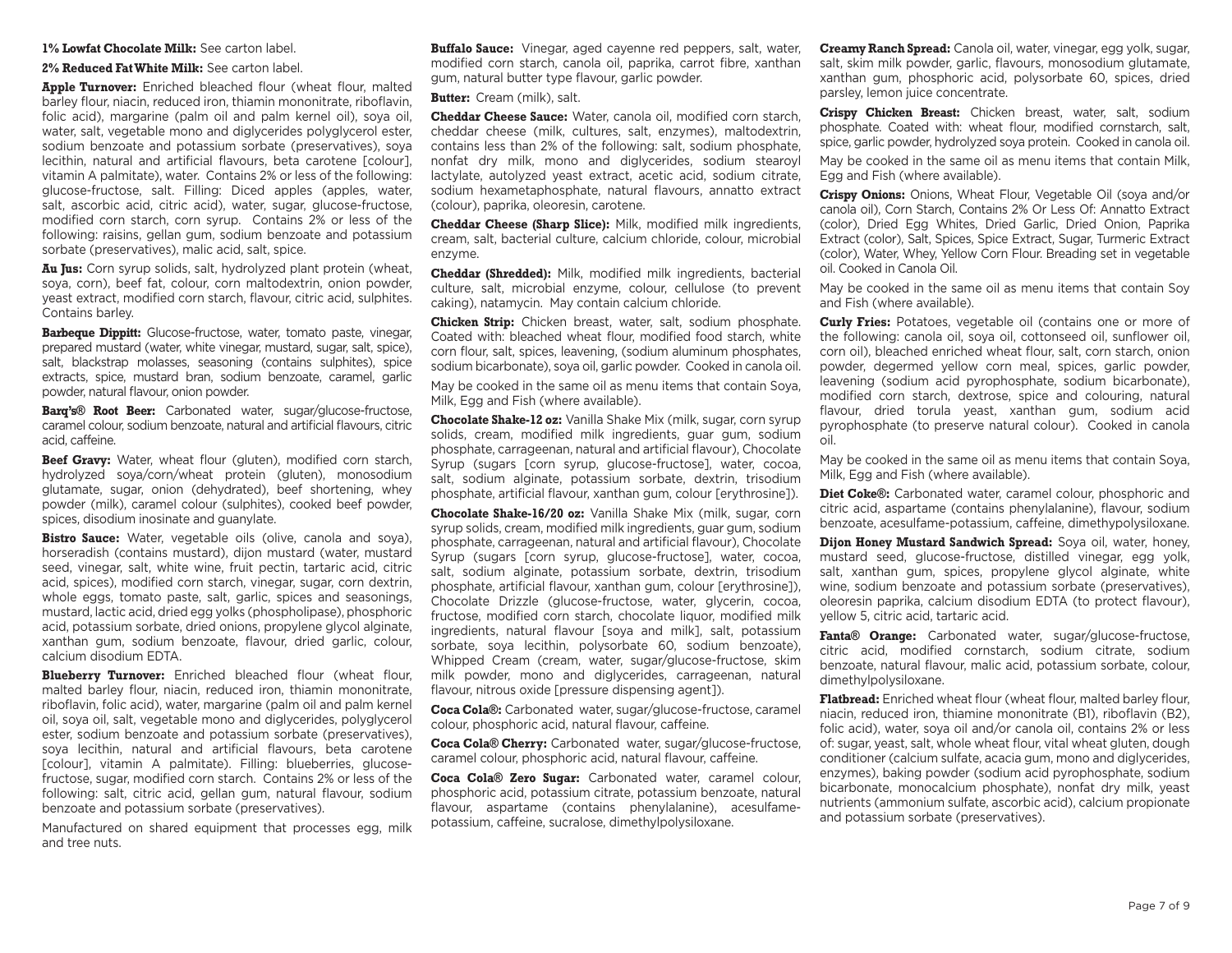**1% Lowfat Chocolate Milk:** See carton label.

**2% Reduced Fat White Milk:** See carton label.

**Apple Turnover:** Enriched bleached flour (wheat flour, malted barley flour, niacin, reduced iron, thiamin mononitrate, riboflavin, folic acid), margarine (palm oil and palm kernel oil), soya oil, water, salt, vegetable mono and diglycerides polyglycerol ester, sodium benzoate and potassium sorbate (preservatives), soya lecithin, natural and artificial flavours, beta carotene [colour], vitamin A palmitate), water. Contains 2% or less of the following: glucose-fructose, salt. Filling: Diced apples (apples, water, salt, ascorbic acid, citric acid), water, sugar, glucose-fructose, modified corn starch, corn syrup. Contains 2% or less of the following: raisins, gellan gum, sodium benzoate and potassium sorbate (preservatives), malic acid, salt, spice.

**Au Jus:** Corn syrup solids, salt, hydrolyzed plant protein (wheat, soya, corn), beef fat, colour, corn maltodextrin, onion powder, yeast extract, modified corn starch, flavour, citric acid, sulphites. Contains barley.

**Barbeque Dippitt:** Glucose-fructose, water, tomato paste, vinegar, prepared mustard (water, white vinegar, mustard, sugar, salt, spice), salt, blackstrap molasses, seasoning (contains sulphites), spice extracts, spice, mustard bran, sodium benzoate, caramel, garlic powder, natural flavour, onion powder.

**Barq's® Root Beer:** Carbonated water, sugar/glucose-fructose, caramel colour, sodium benzoate, natural and artificial flavours, citric acid, caffeine.

**Beef Gravy:** Water, wheat flour (gluten), modified corn starch, hydrolyzed soya/corn/wheat protein (gluten), monosodium glutamate, sugar, onion (dehydrated), beef shortening, whey powder (milk), caramel colour (sulphites), cooked beef powder, spices, disodium inosinate and guanylate.

**Bistro Sauce:** Water, vegetable oils (olive, canola and soya), horseradish (contains mustard), dijon mustard (water, mustard seed, vinegar, salt, white wine, fruit pectin, tartaric acid, citric acid, spices), modified corn starch, vinegar, sugar, corn dextrin, whole eggs, tomato paste, salt, garlic, spices and seasonings, mustard, lactic acid, dried egg yolks (phospholipase), phosphoric acid, potassium sorbate, dried onions, propylene glycol alginate, xanthan gum, sodium benzoate, flavour, dried garlic, colour, calcium disodium EDTA.

**Blueberry Turnover:** Enriched bleached flour (wheat flour, malted barley flour, niacin, reduced iron, thiamin mononitrate, riboflavin, folic acid), water, margarine (palm oil and palm kernel oil, soya oil, salt, vegetable mono and diglycerides, polyglycerol ester, sodium benzoate and potassium sorbate (preservatives), soya lecithin, natural and artificial flavours, beta carotene [colour], vitamin A palmitate). Filling: blueberries, glucose-fructose, sugar, modified corn starch. Contains 2% or less of the following: salt, citric acid, gellan gum, natural flavour, sodium benzoate and potassium sorbate (preservatives).

Manufactured on shared equipment that processes egg, milk and tree nuts.

**Buffalo Sauce:** Vinegar, aged cayenne red peppers, salt, water, modified corn starch, canola oil, paprika, carrot fibre, xanthan gum, natural butter type flavour, garlic powder.

**Butter:** Cream (milk), salt.

**Cheddar Cheese Sauce:** Water, canola oil, modified corn starch, cheddar cheese (milk, cultures, salt, enzymes), maltodextrin, contains less than 2% of the following: salt, sodium phosphate, nonfat dry milk, mono and diglycerides, sodium stearoyl lactylate, autolyzed yeast extract, acetic acid, sodium citrate, sodium hexametaphosphate, natural flavours, annatto extract (colour), paprika, oleoresin, carotene.

**Cheddar Cheese (Sharp Slice):** Milk, modified milk ingredients, cream, salt, bacterial culture, calcium chloride, colour, microbial enzyme.

**Cheddar (Shredded):** Milk, modified milk ingredients, bacterial culture, salt, microbial enzyme, colour, cellulose (to prevent caking), natamycin. May contain calcium chloride.

**Chicken Strip:** Chicken breast, water, salt, sodium phosphate. Coated with: bleached wheat flour, modified food starch, white corn flour, salt, spices, leavening, (sodium aluminum phosphates, sodium bicarbonate), soya oil, garlic powder. Cooked in canola oil.

May be cooked in the same oil as menu items that contain Soya, Milk, Egg and Fish (where available).

**Chocolate Shake-12 oz:** Vanilla Shake Mix (milk, sugar, corn syrup solids, cream, modified milk ingredients, guar gum, sodium phosphate, carrageenan, natural and artificial flavour), Chocolate Syrup (sugars [corn syrup, glucose-fructose], water, cocoa, salt, sodium alginate, potassium sorbate, dextrin, trisodium phosphate, artificial flavour, xanthan gum, colour [erythrosine]).

**Chocolate Shake-16/20 oz:** Vanilla Shake Mix (milk, sugar, corn syrup solids, cream, modified milk ingredients, guar gum, sodium phosphate, carrageenan, natural and artificial flavour), Chocolate Syrup (sugars [corn syrup, glucose-fructose], water, cocoa, salt, sodium alginate, potassium sorbate, dextrin, trisodium phosphate, artificial flavour, xanthan gum, colour [erythrosine]), Chocolate Drizzle (glucose-fructose, water, glycerin, cocoa, fructose, modified corn starch, chocolate liquor, modified milk ingredients, natural flavour [soya and milk], salt, potassium sorbate, soya lecithin, polysorbate 60, sodium benzoate), Whipped Cream (cream, water, sugar/glucose-fructose, skim milk powder, mono and diglycerides, carrageenan, natural flavour, nitrous oxide [pressure dispensing agent]).

**Coca Cola®:** Carbonated water, sugar/glucose-fructose, caramel colour, phosphoric acid, natural flavour, caffeine.

**Coca Cola® Cherry:** Carbonated water, sugar/glucose-fructose, caramel colour, phosphoric acid, natural flavour, caffeine.

**Coca Cola® Zero Sugar:** Carbonated water, caramel colour, phosphoric acid, potassium citrate, potassium benzoate, natural flavour, aspartame (contains phenylalanine), acesulfame-potassium, caffeine, sucralose, dimethylpolysiloxane.

**Creamy Ranch Spread:** Canola oil, water, vinegar, egg yolk, sugar, salt, skim milk powder, garlic, flavours, monosodium glutamate, xanthan gum, phosphoric acid, polysorbate 60, spices, dried parsley, lemon juice concentrate.

**Crispy Chicken Breast:** Chicken breast, water, salt, sodium phosphate. Coated with: wheat flour, modified cornstarch, salt, spice, garlic powder, hydrolyzed soya protein. Cooked in canola oil.

May be cooked in the same oil as menu items that contain Milk, Egg and Fish (where available).

**Crispy Onions:** Onions, Wheat Flour, Vegetable Oil (soya and/or canola oil), Corn Starch, Contains 2% Or Less Of: Annatto Extract (color), Dried Egg Whites, Dried Garlic, Dried Onion, Paprika Extract (color), Salt, Spices, Spice Extract, Sugar, Turmeric Extract (color), Water, Whey, Yellow Corn Flour. Breading set in vegetable oil. Cooked in Canola Oil.

May be cooked in the same oil as menu items that contain Soy and Fish (where available).

**Curly Fries:** Potatoes, vegetable oil (contains one or more of the following: canola oil, soya oil, cottonseed oil, sunflower oil, corn oil), bleached enriched wheat flour, salt, corn starch, onion powder, degermed yellow corn meal, spices, garlic powder, leavening (sodium acid pyrophosphate, sodium bicarbonate), modified corn starch, dextrose, spice and colouring, natural flavour, dried torula yeast, xanthan gum, sodium acid pyrophosphate (to preserve natural colour). Cooked in canola oil.

May be cooked in the same oil as menu items that contain Soya, Milk, Egg and Fish (where available).

**Diet Coke®:** Carbonated water, caramel colour, phosphoric and citric acid, aspartame (contains phenylalanine), flavour, sodium benzoate, acesulfame-potassium, caffeine, dimethypolysiloxane.

**Dijon Honey Mustard Sandwich Spread:** Soya oil, water, honey, mustard seed, glucose-fructose, distilled vinegar, egg yolk, salt, xanthan gum, spices, propylene glycol alginate, white wine, sodium benzoate and potassium sorbate (preservatives), oleoresin paprika, calcium disodium EDTA (to protect flavour), yellow 5, citric acid, tartaric acid.

**Fanta® Orange:** Carbonated water, sugar/glucose-fructose, citric acid, modified cornstarch, sodium citrate, sodium benzoate, natural flavour, malic acid, potassium sorbate, colour, dimethylpolysiloxane.

**Flatbread:** Enriched wheat flour (wheat flour, malted barley flour, niacin, reduced iron, thiamine mononitrate (B1), riboflavin (B2), folic acid), water, soya oil and/or canola oil, contains 2% or less of: sugar, yeast, salt, whole wheat flour, vital wheat gluten, dough conditioner (calcium sulfate, acacia gum, mono and diglycerides, enzymes), baking powder (sodium acid pyrophosphate, sodium bicarbonate, monocalcium phosphate), nonfat dry milk, yeast nutrients (ammonium sulfate, ascorbic acid), calcium propionate and potassium sorbate (preservatives).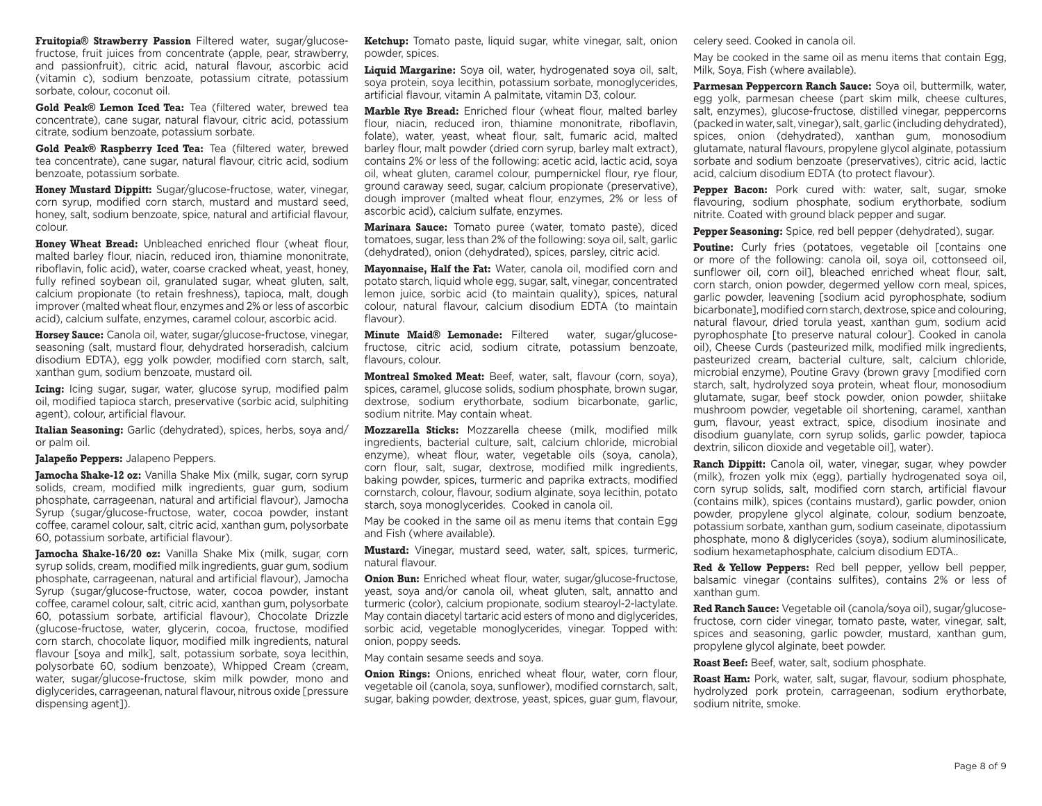**Fruitopia® Strawberry Passion** Filtered water, sugar/glucose-fructose, fruit juices from concentrate (apple, pear, strawberry, and passionfruit), citric acid, natural flavour, ascorbic acid (vitamin c), sodium benzoate, potassium citrate, potassium sorbate, colour, coconut oil.

**Gold Peak® Lemon Iced Tea:** Tea (filtered water, brewed tea concentrate), cane sugar, natural flavour, citric acid, potassium citrate, sodium benzoate, potassium sorbate.

**Gold Peak® Raspberry Iced Tea:** Tea (filtered water, brewed tea concentrate), cane sugar, natural flavour, citric acid, sodium benzoate, potassium sorbate.

**Honey Mustard Dippitt:** Sugar/glucose-fructose, water, vinegar, corn syrup, modified corn starch, mustard and mustard seed, honey, salt, sodium benzoate, spice, natural and artificial flavour, colour.

**Honey Wheat Bread:** Unbleached enriched flour (wheat flour, malted barley flour, niacin, reduced iron, thiamine mononitrate, riboflavin, folic acid), water, coarse cracked wheat, yeast, honey, fully refined soybean oil, granulated sugar, wheat gluten, salt, calcium propionate (to retain freshness), tapioca, malt, dough improver (malted wheat flour, enzymes and 2% or less of ascorbic acid), calcium sulfate, enzymes, caramel colour, ascorbic acid.

**Horsey Sauce:** Canola oil, water, sugar/glucose-fructose, vinegar, seasoning (salt, mustard flour, dehydrated horseradish, calcium disodium EDTA), egg yolk powder, modified corn starch, salt, xanthan gum, sodium benzoate, mustard oil.

**Icing:** Icing sugar, sugar, water, glucose syrup, modified palm oil, modified tapioca starch, preservative (sorbic acid, sulphiting agent), colour, artificial flavour.

**Italian Seasoning:** Garlic (dehydrated), spices, herbs, soya and/or palm oil.

**Jalapeño Peppers:** Jalapeno Peppers.

**Jamocha Shake-12 oz:** Vanilla Shake Mix (milk, sugar, corn syrup solids, cream, modified milk ingredients, guar gum, sodium phosphate, carrageenan, natural and artificial flavour), Jamocha Syrup (sugar/glucose-fructose, water, cocoa powder, instant coffee, caramel colour, salt, citric acid, xanthan gum, polysorbate 60, potassium sorbate, artificial flavour).

**Jamocha Shake-16/20 oz:** Vanilla Shake Mix (milk, sugar, corn syrup solids, cream, modified milk ingredients, guar gum, sodium phosphate, carrageenan, natural and artificial flavour), Jamocha Syrup (sugar/glucose-fructose, water, cocoa powder, instant coffee, caramel colour, salt, citric acid, xanthan gum, polysorbate 60, potassium sorbate, artificial flavour), Chocolate Drizzle (glucose-fructose, water, glycerin, cocoa, fructose, modified corn starch, chocolate liquor, modified milk ingredients, natural flavour [soya and milk], salt, potassium sorbate, soya lecithin, polysorbate 60, sodium benzoate), Whipped Cream (cream, water, sugar/glucose-fructose, skim milk powder, mono and diglycerides, carrageenan, natural flavour, nitrous oxide [pressure dispensing agent]).

**Ketchup:** Tomato paste, liquid sugar, white vinegar, salt, onion powder, spices.

**Liquid Margarine:** Soya oil, water, hydrogenated soya oil, salt, soya protein, soya lecithin, potassium sorbate, monoglycerides, artificial flavour, vitamin A palmitate, vitamin D3, colour.

**Marble Rye Bread:** Enriched flour (wheat flour, malted barley flour, niacin, reduced iron, thiamine mononitrate, riboflavin, folate), water, yeast, wheat flour, salt, fumaric acid, malted barley flour, malt powder (dried corn syrup, barley malt extract), contains 2% or less of the following: acetic acid, lactic acid, soya oil, wheat gluten, caramel colour, pumpernickel flour, rye flour, ground caraway seed, sugar, calcium propionate (preservative), dough improver (malted wheat flour, enzymes, 2% or less of ascorbic acid), calcium sulfate, enzymes.

**Marinara Sauce:** Tomato puree (water, tomato paste), diced tomatoes, sugar, less than 2% of the following: soya oil, salt, garlic (dehydrated), onion (dehydrated), spices, parsley, citric acid.

**Mayonnaise, Half the Fat:** Water, canola oil, modified corn and potato starch, liquid whole egg, sugar, salt, vinegar, concentrated lemon juice, sorbic acid (to maintain quality), spices, natural colour, natural flavour, calcium disodium EDTA (to maintain flavour).

**Minute Maid® Lemonade:** Filtered water, sugar/glucose-fructose, citric acid, sodium citrate, potassium benzoate, flavours, colour.

**Montreal Smoked Meat:** Beef, water, salt, flavour (corn, soya), spices, caramel, glucose solids, sodium phosphate, brown sugar, dextrose, sodium erythorbate, sodium bicarbonate, garlic, sodium nitrite. May contain wheat.

**Mozzarella Sticks:** Mozzarella cheese (milk, modified milk ingredients, bacterial culture, salt, calcium chloride, microbial enzyme), wheat flour, water, vegetable oils (soya, canola), corn flour, salt, sugar, dextrose, modified milk ingredients, baking powder, spices, turmeric and paprika extracts, modified cornstarch, colour, flavour, sodium alginate, soya lecithin, potato starch, soya monoglycerides. Cooked in canola oil.

May be cooked in the same oil as menu items that contain Egg and Fish (where available).

**Mustard:** Vinegar, mustard seed, water, salt, spices, turmeric, natural flavour.

**Onion Bun:** Enriched wheat flour, water, sugar/glucose-fructose, yeast, soya and/or canola oil, wheat gluten, salt, annatto and turmeric (color), calcium propionate, sodium stearoyl-2-lactylate. May contain diacetyl tartaric acid esters of mono and diglycerides, sorbic acid, vegetable monoglycerides, vinegar. Topped with: onion, poppy seeds.

May contain sesame seeds and soya.

**Onion Rings:** Onions, enriched wheat flour, water, corn flour, vegetable oil (canola, soya, sunflower), modified cornstarch, salt, sugar, baking powder, dextrose, yeast, spices, guar gum, flavour, celery seed. Cooked in canola oil.

May be cooked in the same oil as menu items that contain Egg, Milk, Soya, Fish (where available).

**Parmesan Peppercorn Ranch Sauce:** Soya oil, buttermilk, water, egg yolk, parmesan cheese (part skim milk, cheese cultures, salt, enzymes), glucose-fructose, distilled vinegar, peppercorns (packed in water, salt, vinegar), salt, garlic (including dehydrated), spices, onion (dehydrated), xanthan gum, monosodium glutamate, natural flavours, propylene glycol alginate, potassium sorbate and sodium benzoate (preservatives), citric acid, lactic acid, calcium disodium EDTA (to protect flavour).

**Pepper Bacon:** Pork cured with: water, salt, sugar, smoke flavouring, sodium phosphate, sodium erythorbate, sodium nitrite. Coated with ground black pepper and sugar.

**Pepper Seasoning:** Spice, red bell pepper (dehydrated), sugar.

**Poutine:** Curly fries (potatoes, vegetable oil [contains one or more of the following: canola oil, soya oil, cottonseed oil, sunflower oil, corn oil], bleached enriched wheat flour, salt, corn starch, onion powder, degermed yellow corn meal, spices, garlic powder, leavening [sodium acid pyrophosphate, sodium bicarbonate], modified corn starch, dextrose, spice and colouring, natural flavour, dried torula yeast, xanthan gum, sodium acid pyrophosphate [to preserve natural colour]. Cooked in canola oil), Cheese Curds (pasteurized milk, modified milk ingredients, pasteurized cream, bacterial culture, salt, calcium chloride, microbial enzyme), Poutine Gravy (brown gravy [modified corn starch, salt, hydrolyzed soya protein, wheat flour, monosodium glutamate, sugar, beef stock powder, onion powder, shiitake mushroom powder, vegetable oil shortening, caramel, xanthan gum, flavour, yeast extract, spice, disodium inosinate and disodium guanylate, corn syrup solids, garlic powder, tapioca dextrin, silicon dioxide and vegetable oil], water).

**Ranch Dippitt:** Canola oil, water, vinegar, sugar, whey powder (milk), frozen yolk mix (egg), partially hydrogenated soya oil, corn syrup solids, salt, modified corn starch, artificial flavour (contains milk), spices (contains mustard), garlic powder, onion powder, propylene glycol alginate, colour, sodium benzoate, potassium sorbate, xanthan gum, sodium caseinate, dipotassium phosphate, mono & diglycerides (soya), sodium aluminosilicate, sodium hexametaphosphate, calcium disodium EDTA..

**Red & Yellow Peppers:** Red bell pepper, yellow bell pepper, balsamic vinegar (contains sulfites), contains 2% or less of xanthan gum.

**Red Ranch Sauce:** Vegetable oil (canola/soya oil), sugar/glucose-fructose, corn cider vinegar, tomato paste, water, vinegar, salt, spices and seasoning, garlic powder, mustard, xanthan gum, propylene glycol alginate, beet powder.

**Roast Beef:** Beef, water, salt, sodium phosphate.

**Roast Ham:** Pork, water, salt, sugar, flavour, sodium phosphate, hydrolyzed pork protein, carrageenan, sodium erythorbate, sodium nitrite, smoke.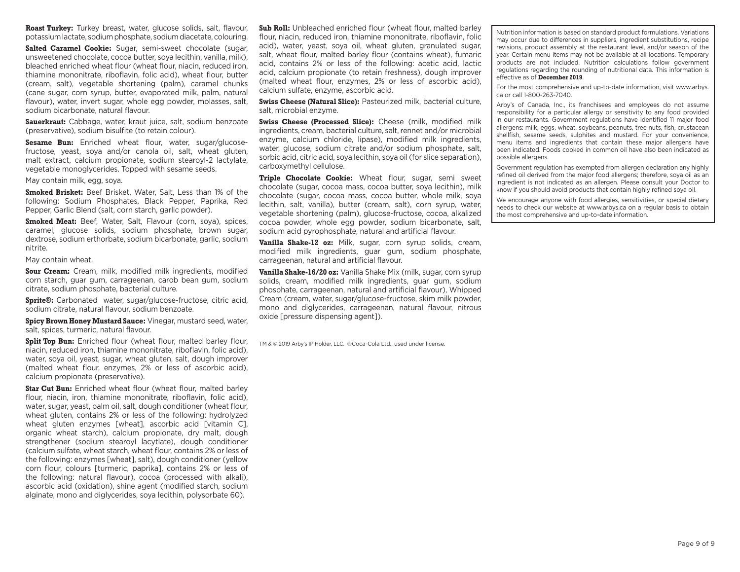**Roast Turkey:** Turkey breast, water, glucose solids, salt, flavour, potassium lactate, sodium phosphate, sodium diacetate, colouring.

**Salted Caramel Cookie:** Sugar, semi-sweet chocolate (sugar, unsweetened chocolate, cocoa butter, soya lecithin, vanilla, milk), bleached enriched wheat flour (wheat flour, niacin, reduced iron, thiamine mononitrate, riboflavin, folic acid), wheat flour, butter (cream, salt), vegetable shortening (palm), caramel chunks (cane sugar, corn syrup, butter, evaporated milk, palm, natural flavour), water, invert sugar, whole egg powder, molasses, salt, sodium bicarbonate, natural flavour.

**Sauerkraut:** Cabbage, water, kraut juice, salt, sodium benzoate (preservative), sodium bisulfite (to retain colour).

**Sesame Bun:** Enriched wheat flour, water, sugar/glucose-fructose, yeast, soya and/or canola oil, salt, wheat gluten, malt extract, calcium propionate, sodium stearoyl-2 lactylate, vegetable monoglycerides. Topped with sesame seeds.

May contain milk, egg, soya.

**Smoked Brisket:** Beef Brisket, Water, Salt, Less than 1% of the following: Sodium Phosphates, Black Pepper, Paprika, Red Pepper, Garlic Blend (salt, corn starch, garlic powder).

**Smoked Meat:** Beef, Water, Salt, Flavour (corn, soya), spices, caramel, glucose solids, sodium phosphate, brown sugar, dextrose, sodium erthorbate, sodium bicarbonate, garlic, sodium nitrite.

May contain wheat.

**Sour Cream:** Cream, milk, modified milk ingredients, modified corn starch, guar gum, carrageenan, carob bean gum, sodium citrate, sodium phosphate, bacterial culture.

**Sprite®:** Carbonated water, sugar/glucose-fructose, citric acid, sodium citrate, natural flavour, sodium benzoate.

**Spicy Brown Honey Mustard Sauce:** Vinegar, mustard seed, water, salt, spices, turmeric, natural flavour.

**Split Top Bun:** Enriched flour (wheat flour, malted barley flour, niacin, reduced iron, thiamine mononitrate, riboflavin, folic acid), water, soya oil, yeast, sugar, wheat gluten, salt, dough improver (malted wheat flour, enzymes, 2% or less of ascorbic acid), calcium propionate (preservative).

**Star Cut Bun:** Enriched wheat flour (wheat flour, malted barley flour, niacin, iron, thiamine mononitrate, riboflavin, folic acid), water, sugar, yeast, palm oil, salt, dough conditioner (wheat flour, wheat gluten, contains 2% or less of the following: hydrolyzed wheat gluten enzymes [wheat], ascorbic acid [vitamin C], organic wheat starch), calcium propionate, dry malt, dough strengthener (sodium stearoyl lacytlate), dough conditioner (calcium sulfate, wheat starch, wheat flour, contains 2% or less of the following: enzymes [wheat], salt), dough conditioner (yellow corn flour, colours [turmeric, paprika], contains 2% or less of the following: natural flavour), cocoa (processed with alkali), ascorbic acid (oxidation), shine agent (modified starch, sodium alginate, mono and diglycerides, soya lecithin, polysorbate 60).

**Sub Roll:** Unbleached enriched flour (wheat flour, malted barley flour, niacin, reduced iron, thiamine mononitrate, riboflavin, folic acid), water, yeast, soya oil, wheat gluten, granulated sugar, salt, wheat flour, malted barley flour (contains wheat), fumaric acid, contains 2% or less of the following: acetic acid, lactic acid, calcium propionate (to retain freshness), dough improver (malted wheat flour, enzymes, 2% or less of ascorbic acid), calcium sulfate, enzyme, ascorbic acid.

**Swiss Cheese (Natural Slice):** Pasteurized milk, bacterial culture, salt, microbial enzyme.

**Swiss Cheese (Processed Slice):** Cheese (milk, modified milk ingredients, cream, bacterial culture, salt, rennet and/or microbial enzyme, calcium chloride, lipase), modified milk ingredients, water, glucose, sodium citrate and/or sodium phosphate, salt, sorbic acid, citric acid, soya lecithin, soya oil (for slice separation), carboxymethyl cellulose.

**Triple Chocolate Cookie:** Wheat flour, sugar, semi sweet chocolate (sugar, cocoa mass, cocoa butter, soya lecithin), milk chocolate (sugar, cocoa mass, cocoa butter, whole milk, soya lecithin, salt, vanilla), butter (cream, salt), corn syrup, water, vegetable shortening (palm), glucose-fructose, cocoa, alkalized cocoa powder, whole egg powder, sodium bicarbonate, salt, sodium acid pyrophosphate, natural and artificial flavour.

**Vanilla Shake-12 oz:** Milk, sugar, corn syrup solids, cream, modified milk ingredients, guar gum, sodium phosphate, carrageenan, natural and artificial flavour.

**Vanilla Shake-16/20 oz:** Vanilla Shake Mix (milk, sugar, corn syrup solids, cream, modified milk ingredients, guar gum, sodium phosphate, carrageenan, natural and artificial flavour), Whipped Cream (cream, water, sugar/glucose-fructose, skim milk powder, mono and diglycerides, carrageenan, natural flavour, nitrous oxide [pressure dispensing agent]).

TM & © 2019 Arby's IP Holder, LLC. ®Coca-Cola Ltd., used under license.

Nutrition information is based on standard product formulations. Variations may occur due to differences in suppliers, ingredient substitutions, recipe revisions, product assembly at the restaurant level, and/or season of the year. Certain menu items may not be available at all locations. Temporary products are not included. Nutrition calculations follow government regulations regarding the rounding of nutritional data. This information is effective as of **December 2019**.

For the most comprehensive and up-to-date information, visit www.arbys.ca or call 1-800-263-7040.

Arby's of Canada, Inc., its franchisees and employees do not assume responsibility for a particular allergy or sensitivity to any food provided in our restaurants. Government regulations have identified 11 major food allergens: milk, eggs, wheat, soybeans, peanuts, tree nuts, fish, crustacean shellfish, sesame seeds, sulphites and mustard. For your convenience, menu items and ingredients that contain these major allergens have been indicated. Foods cooked in common oil have also been indicated as possible allergens.

Government regulation has exempted from allergen declaration any highly refined oil derived from the major food allergens; therefore, soya oil as an ingredient is not indicated as an allergen. Please consult your Doctor to know if you should avoid products that contain highly refined soya oil.

We encourage anyone with food allergies, sensitivities, or special dietary needs to check our website at www.arbys.ca on a regular basis to obtain the most comprehensive and up-to-date information.